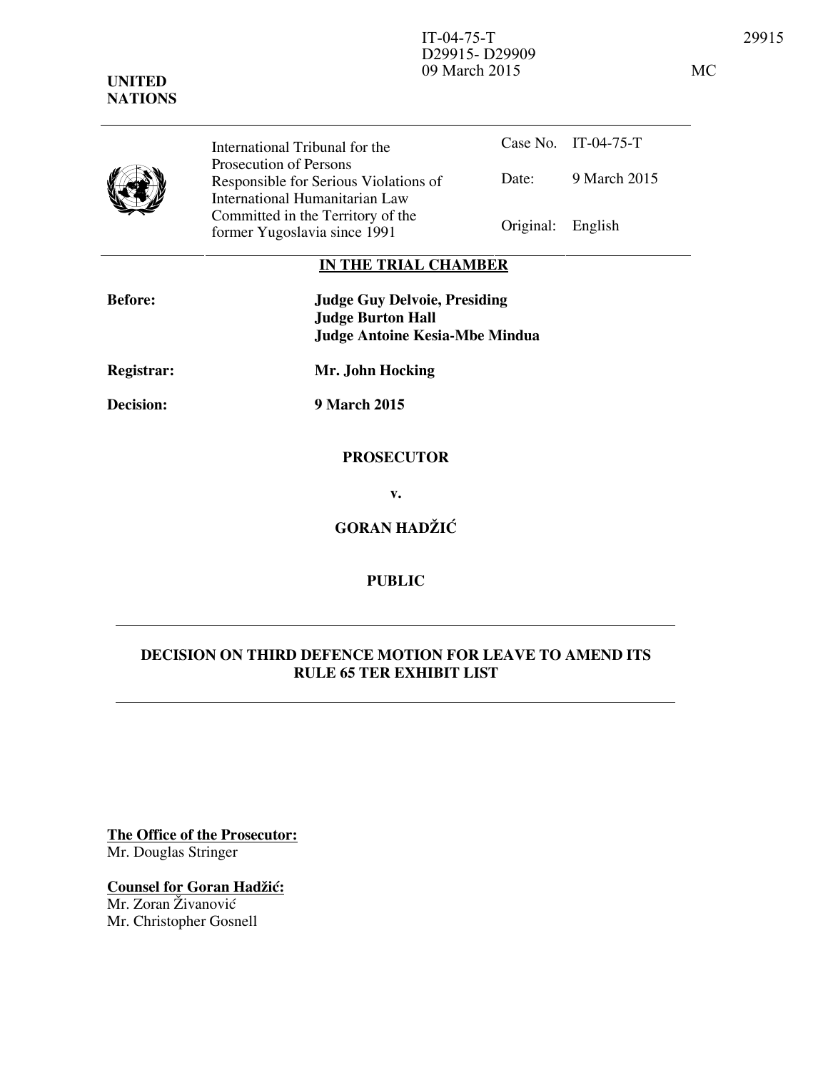IT-04-75-T
D29915- D29909
09 March 2015

**UNITED NATIONS**

| International Tribunal for the Prosecution of Persons Responsible for Serious Violations of International Humanitarian Law Committed in the Territory of the former Yugoslavia since 1991 | Case No. | IT-04-75-T |
| --- | --- | --- |
| | Date: | 9 March 2015 |
| | Original: | English |

**IN THE TRIAL CHAMBER**

| | |
| --- | --- |
| **Before:** | **Judge Guy Delvoie, Presiding** |
| | **Judge Burton Hall** |
| | **Judge Antoine Kesia-Mbe Mindua** |
| **Registrar:** | **Mr. John Hocking** |
| **Decision:** | **9 March 2015** |

**PROSECUTOR**

**v.**

**GORAN HADŽIĆ**

**PUBLIC**

**DECISION ON THIRD DEFENCE MOTION FOR LEAVE TO AMEND ITS RULE 65 TER EXHIBIT LIST**

**The Office of the Prosecutor:**
Mr. Douglas Stringer

**Counsel for Goran Hadžić:**
Mr. Zoran Živanović
Mr. Christopher Gosnell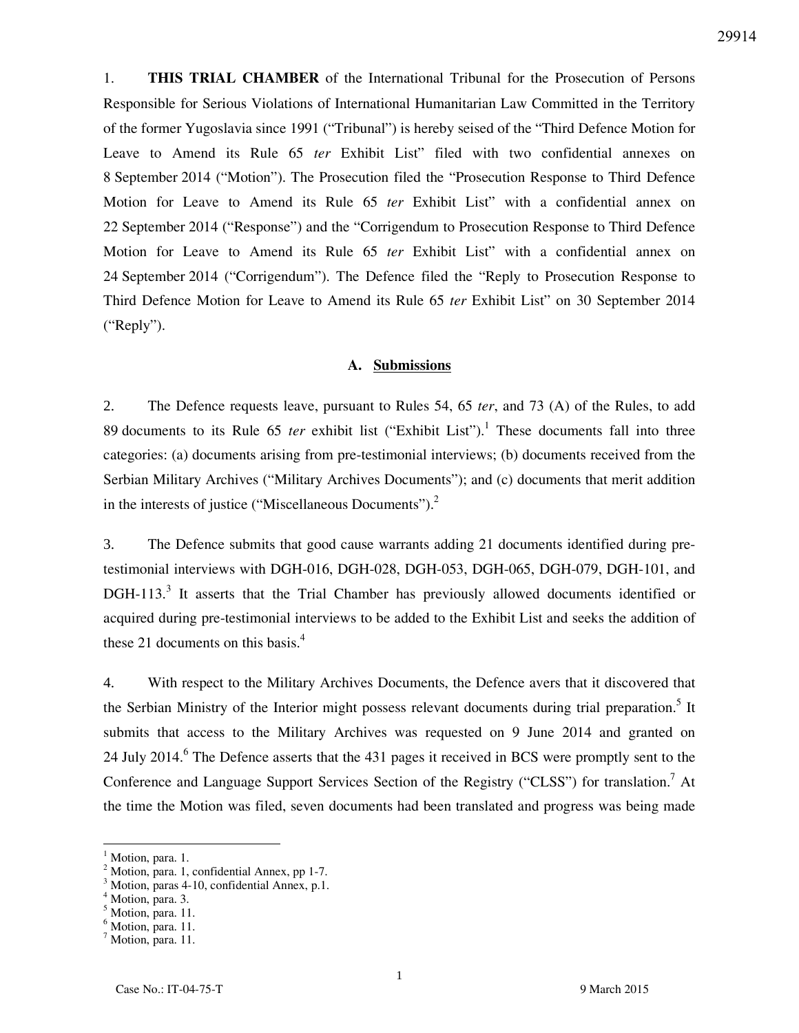1. **THIS TRIAL CHAMBER** of the International Tribunal for the Prosecution of Persons Responsible for Serious Violations of International Humanitarian Law Committed in the Territory of the former Yugoslavia since 1991 ("Tribunal") is hereby seised of the "Third Defence Motion for Leave to Amend its Rule 65 *ter* Exhibit List" filed with two confidential annexes on 8 September 2014 ("Motion"). The Prosecution filed the "Prosecution Response to Third Defence Motion for Leave to Amend its Rule 65 *ter* Exhibit List" with a confidential annex on 22 September 2014 ("Response") and the "Corrigendum to Prosecution Response to Third Defence Motion for Leave to Amend its Rule 65 *ter* Exhibit List" with a confidential annex on 24 September 2014 ("Corrigendum"). The Defence filed the "Reply to Prosecution Response to Third Defence Motion for Leave to Amend its Rule 65 *ter* Exhibit List" on 30 September 2014 ("Reply").

## A. Submissions

2. The Defence requests leave, pursuant to Rules 54, 65 *ter*, and 73 (A) of the Rules, to add 89 documents to its Rule 65 *ter* exhibit list ("Exhibit List").[1] These documents fall into three categories: (a) documents arising from pre-testimonial interviews; (b) documents received from the Serbian Military Archives ("Military Archives Documents"); and (c) documents that merit addition in the interests of justice ("Miscellaneous Documents").[2]

3. The Defence submits that good cause warrants adding 21 documents identified during pre-testimonial interviews with DGH-016, DGH-028, DGH-053, DGH-065, DGH-079, DGH-101, and DGH-113.[3] It asserts that the Trial Chamber has previously allowed documents identified or acquired during pre-testimonial interviews to be added to the Exhibit List and seeks the addition of these 21 documents on this basis.[4]

4. With respect to the Military Archives Documents, the Defence avers that it discovered that the Serbian Ministry of the Interior might possess relevant documents during trial preparation.[5] It submits that access to the Military Archives was requested on 9 June 2014 and granted on 24 July 2014.[6] The Defence asserts that the 431 pages it received in BCS were promptly sent to the Conference and Language Support Services Section of the Registry ("CLSS") for translation.[7] At the time the Motion was filed, seven documents had been translated and progress was being made

---

[1] Motion, para. 1.
[2] Motion, para. 1, confidential Annex, pp 1-7.
[3] Motion, paras 4-10, confidential Annex, p.1.
[4] Motion, para. 3.
[5] Motion, para. 11.
[6] Motion, para. 11.
[7] Motion, para. 11.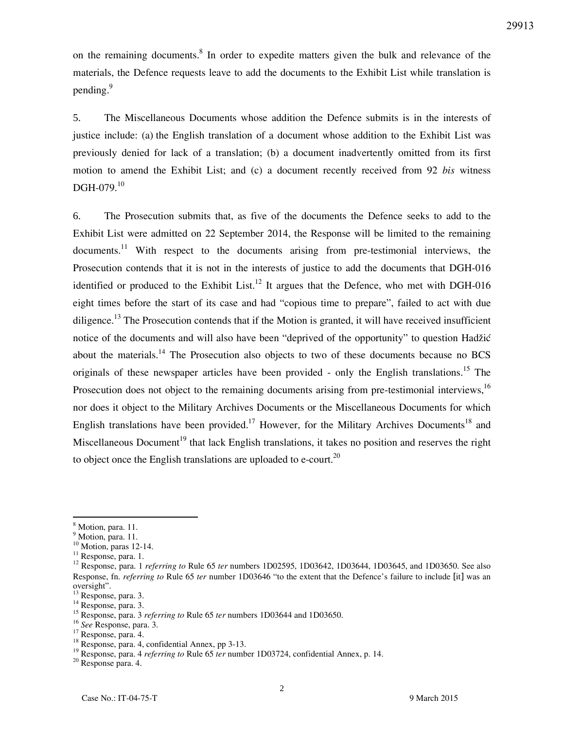on the remaining documents.[8] In order to expedite matters given the bulk and relevance of the materials, the Defence requests leave to add the documents to the Exhibit List while translation is pending.[9]

5. The Miscellaneous Documents whose addition the Defence submits is in the interests of justice include: (a) the English translation of a document whose addition to the Exhibit List was previously denied for lack of a translation; (b) a document inadvertently omitted from its first motion to amend the Exhibit List; and (c) a document recently received from 92 *bis* witness DGH-079.[10]

6. The Prosecution submits that, as five of the documents the Defence seeks to add to the Exhibit List were admitted on 22 September 2014, the Response will be limited to the remaining documents.[11] With respect to the documents arising from pre-testimonial interviews, the Prosecution contends that it is not in the interests of justice to add the documents that DGH-016 identified or produced to the Exhibit List.[12] It argues that the Defence, who met with DGH-016 eight times before the start of its case and had "copious time to prepare", failed to act with due diligence.[13] The Prosecution contends that if the Motion is granted, it will have received insufficient notice of the documents and will also have been "deprived of the opportunity" to question Hadžić about the materials.[14] The Prosecution also objects to two of these documents because no BCS originals of these newspaper articles have been provided - only the English translations.[15] The Prosecution does not object to the remaining documents arising from pre-testimonial interviews,[16] nor does it object to the Military Archives Documents or the Miscellaneous Documents for which English translations have been provided.[17] However, for the Military Archives Documents[18] and Miscellaneous Document[19] that lack English translations, it takes no position and reserves the right to object once the English translations are uploaded to e-court.[20]

---

[8] Motion, para. 11.
[9] Motion, para. 11.
[10] Motion, paras 12-14.
[11] Response, para. 1.
[12] Response, para. 1 *referring to* Rule 65 *ter* numbers 1D02595, 1D03642, 1D03644, 1D03645, and 1D03650. See also Response, fn. *referring to* Rule 65 *ter* number 1D03646 "to the extent that the Defence's failure to include [it] was an oversight".
[13] Response, para. 3.
[14] Response, para. 3.
[15] Response, para. 3 *referring to* Rule 65 *ter* numbers 1D03644 and 1D03650.
[16] *See* Response, para. 3.
[17] Response, para. 4.
[18] Response, para. 4, confidential Annex, pp 3-13.
[19] Response, para. 4 *referring to* Rule 65 *ter* number 1D03724, confidential Annex, p. 14.
[20] Response para. 4.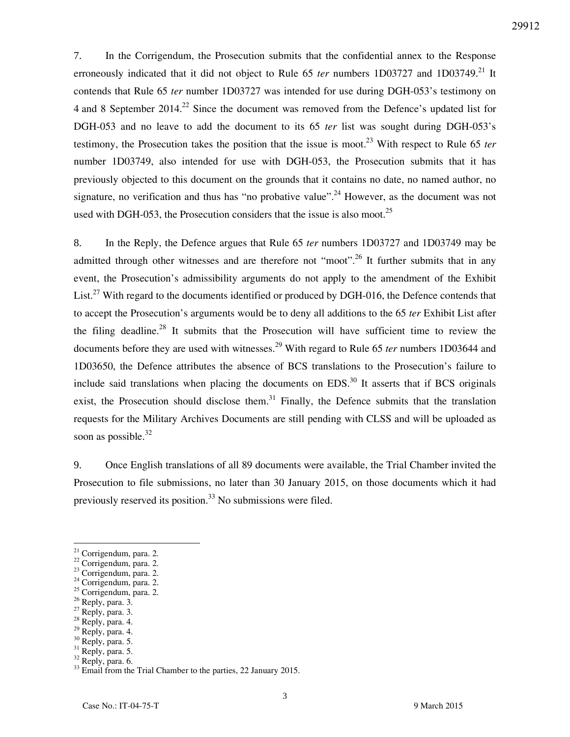7. In the Corrigendum, the Prosecution submits that the confidential annex to the Response erroneously indicated that it did not object to Rule 65 *ter* numbers 1D03727 and 1D03749.[21] It contends that Rule 65 *ter* number 1D03727 was intended for use during DGH-053's testimony on 4 and 8 September 2014.[22] Since the document was removed from the Defence's updated list for DGH-053 and no leave to add the document to its 65 *ter* list was sought during DGH-053's testimony, the Prosecution takes the position that the issue is moot.[23] With respect to Rule 65 *ter* number 1D03749, also intended for use with DGH-053, the Prosecution submits that it has previously objected to this document on the grounds that it contains no date, no named author, no signature, no verification and thus has "no probative value".[24] However, as the document was not used with DGH-053, the Prosecution considers that the issue is also moot.[25]

8. In the Reply, the Defence argues that Rule 65 *ter* numbers 1D03727 and 1D03749 may be admitted through other witnesses and are therefore not "moot".[26] It further submits that in any event, the Prosecution's admissibility arguments do not apply to the amendment of the Exhibit List.[27] With regard to the documents identified or produced by DGH-016, the Defence contends that to accept the Prosecution's arguments would be to deny all additions to the 65 *ter* Exhibit List after the filing deadline.[28] It submits that the Prosecution will have sufficient time to review the documents before they are used with witnesses.[29] With regard to Rule 65 *ter* numbers 1D03644 and 1D03650, the Defence attributes the absence of BCS translations to the Prosecution's failure to include said translations when placing the documents on EDS.[30] It asserts that if BCS originals exist, the Prosecution should disclose them.[31] Finally, the Defence submits that the translation requests for the Military Archives Documents are still pending with CLSS and will be uploaded as soon as possible.[32]

9. Once English translations of all 89 documents were available, the Trial Chamber invited the Prosecution to file submissions, no later than 30 January 2015, on those documents which it had previously reserved its position.[33] No submissions were filed.

---

[21] Corrigendum, para. 2.
[22] Corrigendum, para. 2.
[23] Corrigendum, para. 2.
[24] Corrigendum, para. 2.
[25] Corrigendum, para. 2.
[26] Reply, para. 3.
[27] Reply, para. 3.
[28] Reply, para. 4.
[29] Reply, para. 4.
[30] Reply, para. 5.
[31] Reply, para. 5.
[32] Reply, para. 6.
[33] Email from the Trial Chamber to the parties, 22 January 2015.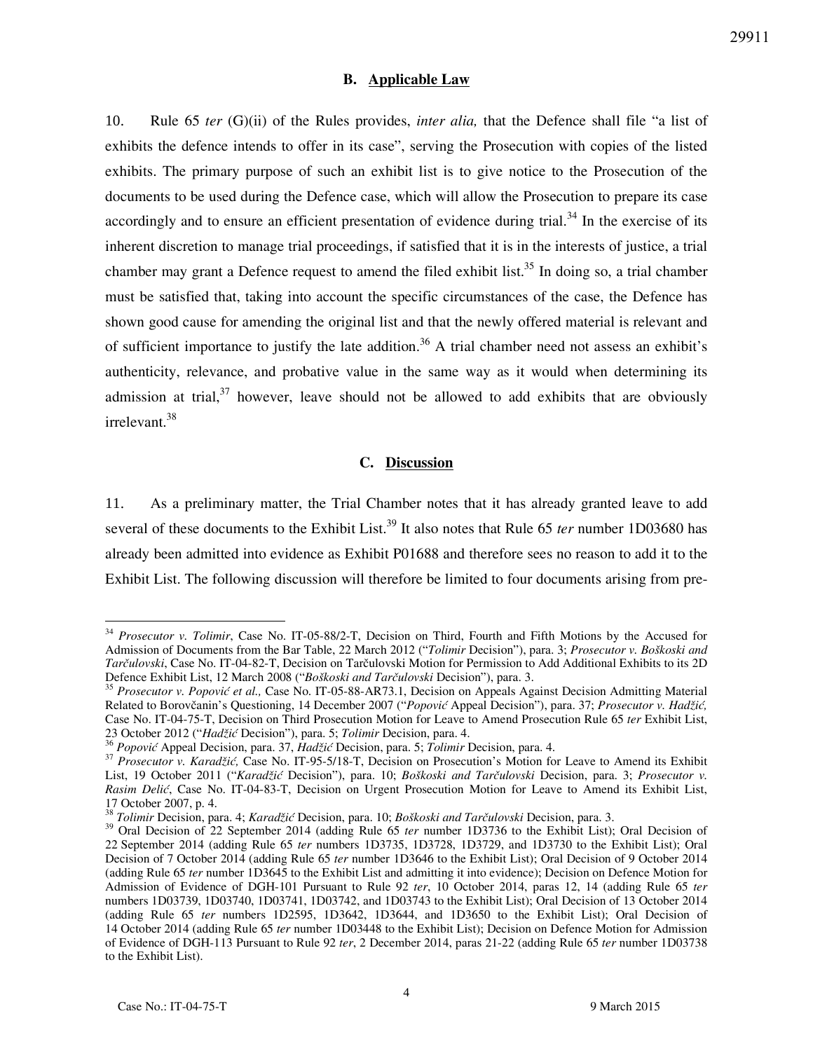## B. Applicable Law

10. Rule 65 *ter* (G)(ii) of the Rules provides, *inter alia,* that the Defence shall file "a list of exhibits the defence intends to offer in its case", serving the Prosecution with copies of the listed exhibits. The primary purpose of such an exhibit list is to give notice to the Prosecution of the documents to be used during the Defence case, which will allow the Prosecution to prepare its case accordingly and to ensure an efficient presentation of evidence during trial.[34] In the exercise of its inherent discretion to manage trial proceedings, if satisfied that it is in the interests of justice, a trial chamber may grant a Defence request to amend the filed exhibit list.[35] In doing so, a trial chamber must be satisfied that, taking into account the specific circumstances of the case, the Defence has shown good cause for amending the original list and that the newly offered material is relevant and of sufficient importance to justify the late addition.[36] A trial chamber need not assess an exhibit's authenticity, relevance, and probative value in the same way as it would when determining its admission at trial,[37] however, leave should not be allowed to add exhibits that are obviously irrelevant.[38]

## C. Discussion

11. As a preliminary matter, the Trial Chamber notes that it has already granted leave to add several of these documents to the Exhibit List.[39] It also notes that Rule 65 *ter* number 1D03680 has already been admitted into evidence as Exhibit P01688 and therefore sees no reason to add it to the Exhibit List. The following discussion will therefore be limited to four documents arising from pre-

---

[34] *Prosecutor v. Tolimir*, Case No. IT-05-88/2-T, Decision on Third, Fourth and Fifth Motions by the Accused for Admission of Documents from the Bar Table, 22 March 2012 ("*Tolimir* Decision"), para. 3; *Prosecutor v. Boškoski and Tarčulovski*, Case No. IT-04-82-T, Decision on Tarčulovski Motion for Permission to Add Additional Exhibits to its 2D Defence Exhibit List, 12 March 2008 ("*Boškoski and Tarčulovski* Decision"), para. 3.

[35] *Prosecutor v. Popović et al.,* Case No. IT-05-88-AR73.1, Decision on Appeals Against Decision Admitting Material Related to Borovčanin's Questioning, 14 December 2007 ("*Popović* Appeal Decision"), para. 37; *Prosecutor v. Hadžić,* Case No. IT-04-75-T, Decision on Third Prosecution Motion for Leave to Amend Prosecution Rule 65 *ter* Exhibit List, 23 October 2012 ("*Hadžić* Decision"), para. 5; *Tolimir* Decision, para. 4.

[36] *Popović* Appeal Decision, para. 37, *Hadžić* Decision, para. 5; *Tolimir* Decision, para. 4.

[37] *Prosecutor v. Karadžić,* Case No. IT-95-5/18-T, Decision on Prosecution's Motion for Leave to Amend its Exhibit List, 19 October 2011 ("*Karadžić* Decision"), para. 10; *Boškoski and Tarčulovski* Decision, para. 3; *Prosecutor v. Rasim Delić*, Case No. IT-04-83-T, Decision on Urgent Prosecution Motion for Leave to Amend its Exhibit List, 17 October 2007, p. 4.

[38] *Tolimir* Decision, para. 4; *Karadžić* Decision, para. 10; *Boškoski and Tarčulovski* Decision, para. 3.

[39] Oral Decision of 22 September 2014 (adding Rule 65 *ter* number 1D3736 to the Exhibit List); Oral Decision of 22 September 2014 (adding Rule 65 *ter* numbers 1D3735, 1D3728, 1D3729, and 1D3730 to the Exhibit List); Oral Decision of 7 October 2014 (adding Rule 65 *ter* number 1D3646 to the Exhibit List); Oral Decision of 9 October 2014 (adding Rule 65 *ter* number 1D3645 to the Exhibit List and admitting it into evidence); Decision on Defence Motion for Admission of Evidence of DGH-101 Pursuant to Rule 92 *ter*, 10 October 2014, paras 12, 14 (adding Rule 65 *ter* numbers 1D03739, 1D03740, 1D03741, 1D03742, and 1D03743 to the Exhibit List); Oral Decision of 13 October 2014 (adding Rule 65 *ter* numbers 1D2595, 1D3642, 1D3644, and 1D3650 to the Exhibit List); Oral Decision of 14 October 2014 (adding Rule 65 *ter* number 1D03448 to the Exhibit List); Decision on Defence Motion for Admission of Evidence of DGH-113 Pursuant to Rule 92 *ter*, 2 December 2014, paras 21-22 (adding Rule 65 *ter* number 1D03738 to the Exhibit List).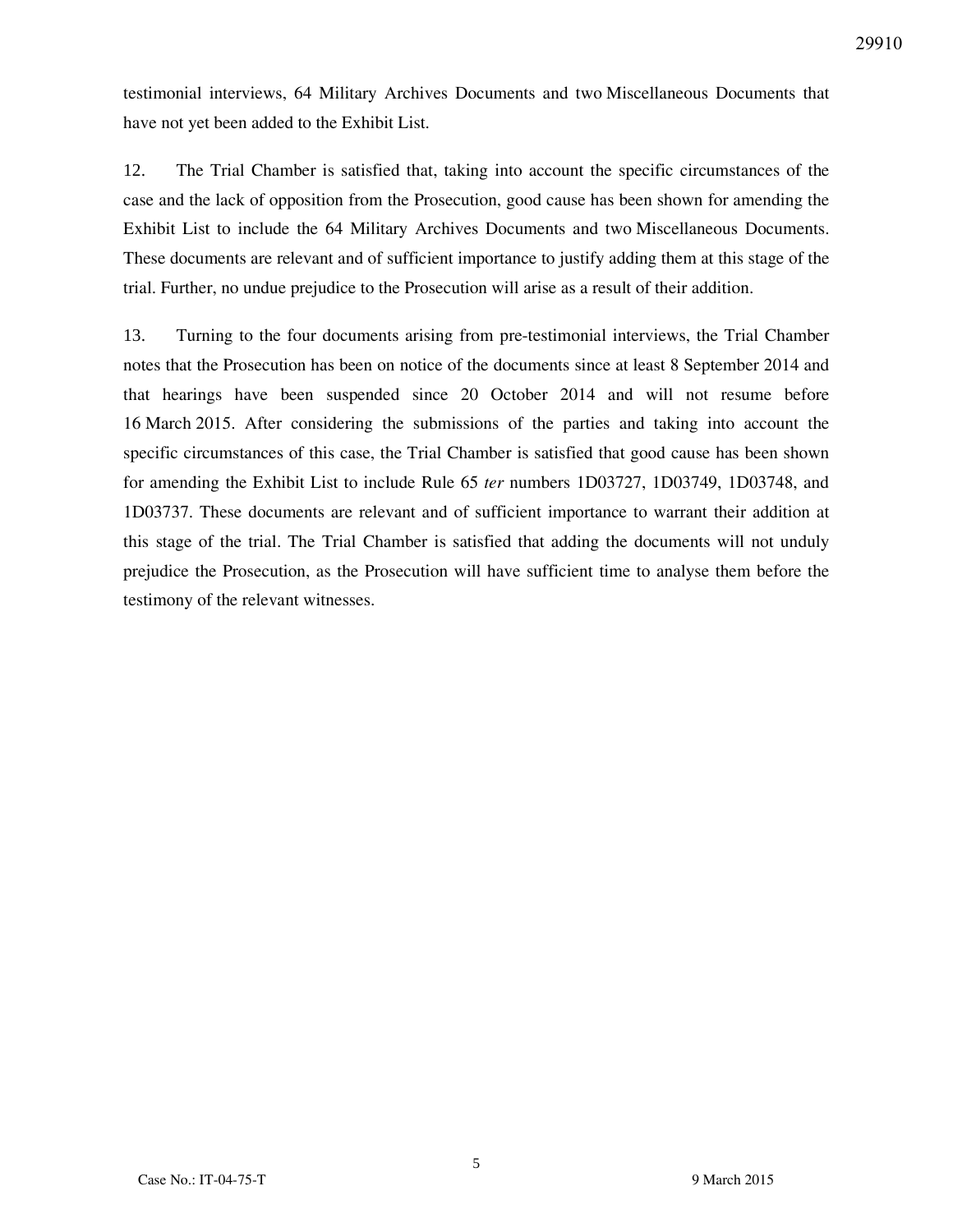testimonial interviews, 64 Military Archives Documents and two Miscellaneous Documents that have not yet been added to the Exhibit List.

12. The Trial Chamber is satisfied that, taking into account the specific circumstances of the case and the lack of opposition from the Prosecution, good cause has been shown for amending the Exhibit List to include the 64 Military Archives Documents and two Miscellaneous Documents. These documents are relevant and of sufficient importance to justify adding them at this stage of the trial. Further, no undue prejudice to the Prosecution will arise as a result of their addition.

13. Turning to the four documents arising from pre-testimonial interviews, the Trial Chamber notes that the Prosecution has been on notice of the documents since at least 8 September 2014 and that hearings have been suspended since 20 October 2014 and will not resume before 16 March 2015. After considering the submissions of the parties and taking into account the specific circumstances of this case, the Trial Chamber is satisfied that good cause has been shown for amending the Exhibit List to include Rule 65 *ter* numbers 1D03727, 1D03749, 1D03748, and 1D03737. These documents are relevant and of sufficient importance to warrant their addition at this stage of the trial. The Trial Chamber is satisfied that adding the documents will not unduly prejudice the Prosecution, as the Prosecution will have sufficient time to analyse them before the testimony of the relevant witnesses.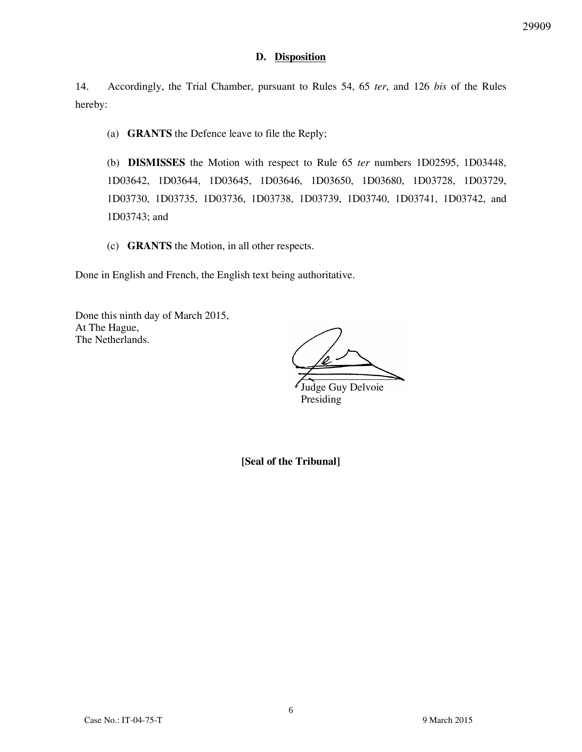### D. Disposition

14. Accordingly, the Trial Chamber, pursuant to Rules 54, 65 *ter*, and 126 *bis* of the Rules hereby:

(a) **GRANTS** the Defence leave to file the Reply;

(b) **DISMISSES** the Motion with respect to Rule 65 *ter* numbers 1D02595, 1D03448, 1D03642, 1D03644, 1D03645, 1D03646, 1D03650, 1D03680, 1D03728, 1D03729, 1D03730, 1D03735, 1D03736, 1D03738, 1D03739, 1D03740, 1D03741, 1D03742, and 1D03743; and

(c) **GRANTS** the Motion, in all other respects.

Done in English and French, the English text being authoritative.

Done this ninth day of March 2015,
At The Hague,
The Netherlands.

Judge Guy Delvoie
Presiding

**[Seal of the Tribunal]**